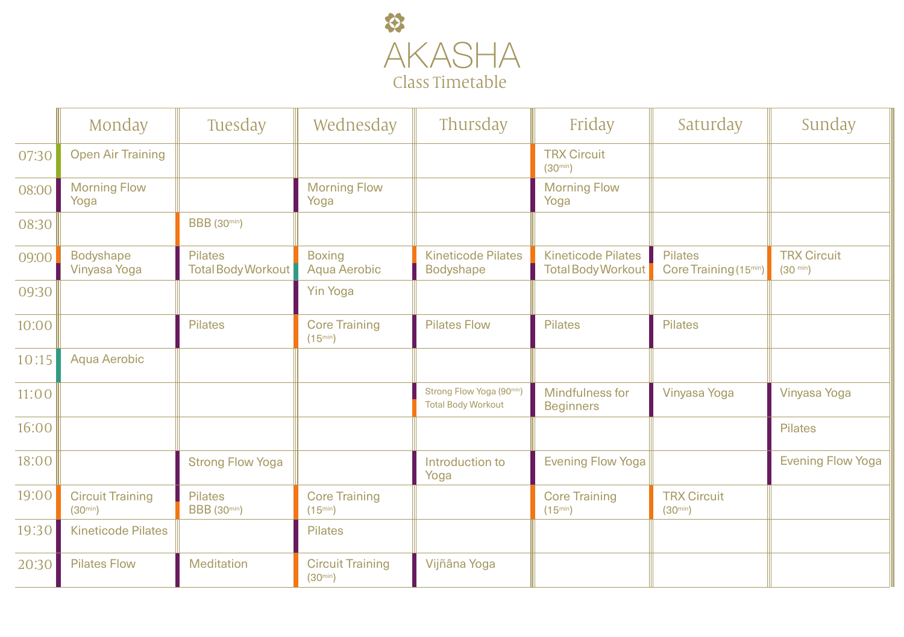# AKASHA

## Class Timetable

| | Monday | Tuesday | Wednesday | Thursday | Friday | Saturday | Sunday |
|---|---|---|---|---|---|---|---|
| 07:30 | Open Air Training | | | | TRX Circuit (30min) | | |
| 08:00 | Morning Flow Yoga | | Morning Flow Yoga | | Morning Flow Yoga | | |
| 08:30 | | BBB (30min) | | | | | |
| 09:00 | Bodyshape<br>Vinyasa Yoga | Pilates<br>Total Body Workout | Boxing<br>Aqua Aerobic | Kineticode Pilates<br>Bodyshape | Kineticode Pilates<br>Total Body Workout | Pilates<br>Core Training (15min) | TRX Circuit (30 min) |
| 09:30 | | | Yin Yoga | | | | |
| 10:00 | | Pilates | Core Training (15min) | Pilates Flow | Pilates | Pilates | |
| 10:15 | Aqua Aerobic | | | | | | |
| 11:00 | | | | Strong Flow Yoga (90min)<br>Total Body Workout | Mindfulness for Beginners | Vinyasa Yoga | Vinyasa Yoga |
| 16:00 | | | | | | | Pilates |
| 18:00 | | Strong Flow Yoga | | Introduction to Yoga | Evening Flow Yoga | | Evening Flow Yoga |
| 19:00 | Circuit Training (30min) | Pilates<br>BBB (30min) | Core Training (15min) | | Core Training (15min) | TRX Circuit (30min) | |
| 19:30 | Kineticode Pilates | | Pilates | | | | |
| 20:30 | Pilates Flow | Meditation | Circuit Training (30min) | Vijñâna Yoga | | | |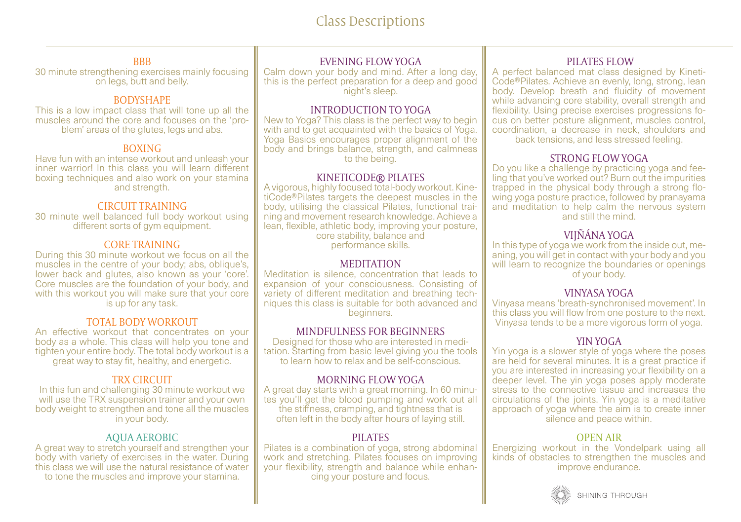# Class Descriptions

## BBB

30 minute strengthening exercises mainly focusing on legs, butt and belly.

## BODYSHAPE

This is a low impact class that will tone up all the muscles around the core and focuses on the 'problem' areas of the glutes, legs and abs.

## BOXING

Have fun with an intense workout and unleash your inner warrior! In this class you will learn different boxing techniques and also work on your stamina and strength.

## CIRCUIT TRAINING

30 minute well balanced full body workout using different sorts of gym equipment.

## CORE TRAINING

During this 30 minute workout we focus on all the muscles in the centre of your body; abs, oblique's, lower back and glutes, also known as your 'core'. Core muscles are the foundation of your body, and with this workout you will make sure that your core is up for any task.

## TOTAL BODY WORKOUT

An effective workout that concentrates on your body as a whole. This class will help you tone and tighten your entire body. The total body workout is a great way to stay fit, healthy, and energetic.

## TRX CIRCUIT

In this fun and challenging 30 minute workout we will use the TRX suspension trainer and your own body weight to strengthen and tone all the muscles in your body.

## AQUA AEROBIC

A great way to stretch yourself and strengthen your body with variety of exercises in the water. During this class we will use the natural resistance of water to tone the muscles and improve your stamina.

## EVENING FLOW YOGA

Calm down your body and mind. After a long day, this is the perfect preparation for a deep and good night's sleep.

## INTRODUCTION TO YOGA

New to Yoga? This class is the perfect way to begin with and to get acquainted with the basics of Yoga. Yoga Basics encourages proper alignment of the body and brings balance, strength, and calmness to the being.

## KINETICODE® PILATES

A vigorous, highly focused total-body workout. KinetiCode®Pilates targets the deepest muscles in the body, utilising the classical Pilates, functional training and movement research knowledge. Achieve a lean, flexible, athletic body, improving your posture, core stability, balance and performance skills.

## MEDITATION

Meditation is silence, concentration that leads to expansion of your consciousness. Consisting of variety of different meditation and breathing techniques this class is suitable for both advanced and beginners.

## MINDFULNESS FOR BEGINNERS

Designed for those who are interested in meditation. Starting from basic level giving you the tools to learn how to relax and be self-conscious.

## MORNING FLOW YOGA

A great day starts with a great morning. In 60 minutes you'll get the blood pumping and work out all the stiffness, cramping, and tightness that is often left in the body after hours of laying still.

## PILATES

Pilates is a combination of yoga, strong abdominal work and stretching. Pilates focuses on improving your flexibility, strength and balance while enhancing your posture and focus.

## PILATES FLOW

A perfect balanced mat class designed by KinetiCode®Pilates. Achieve an evenly, long, strong, lean body. Develop breath and fluidity of movement while advancing core stability, overall strength and flexibility. Using precise exercises progressions focus on better posture alignment, muscles control, coordination, a decrease in neck, shoulders and back tensions, and less stressed feeling.

## STRONG FLOW YOGA

Do you like a challenge by practicing yoga and feeling that you've worked out? Burn out the impurities trapped in the physical body through a strong flowing yoga posture practice, followed by pranayama and meditation to help calm the nervous system and still the mind.

## VIJÑÁNA YOGA

In this type of yoga we work from the inside out, meaning, you will get in contact with your body and you will learn to recognize the boundaries or openings of your body.

## VINYASA YOGA

Vinyasa means 'breath-synchronised movement'. In this class you will flow from one posture to the next. Vinyasa tends to be a more vigorous form of yoga.

## YIN YOGA

Yin yoga is a slower style of yoga where the poses are held for several minutes. It is a great practice if you are interested in increasing your flexibility on a deeper level. The yin yoga poses apply moderate stress to the connective tissue and increases the circulations of the joints. Yin yoga is a meditative approach of yoga where the aim is to create inner silence and peace within.

## OPEN AIR

Energizing workout in the Vondelpark using all kinds of obstacles to strengthen the muscles and improve endurance.

SHINING THROUGH